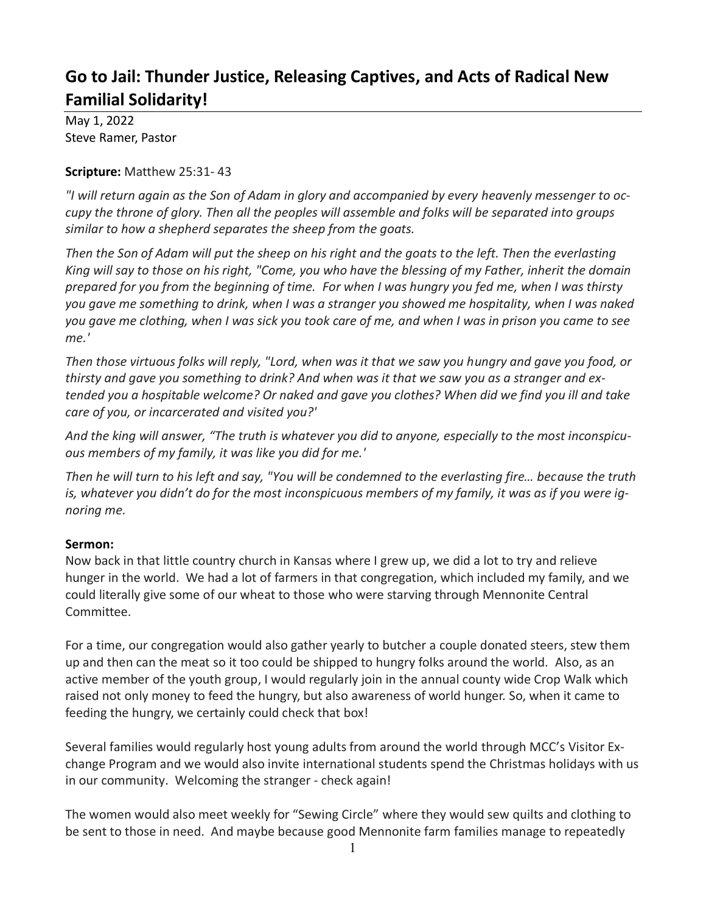# Go to Jail: Thunder Justice, Releasing Captives, and Acts of Radical New Familial Solidarity!

May 1, 2022
Steve Ramer, Pastor

**Scripture:** Matthew 25:31- 43

*"I will return again as the Son of Adam in glory and accompanied by every heavenly messenger to occupy the throne of glory. Then all the peoples will assemble and folks will be separated into groups similar to how a shepherd separates the sheep from the goats.*

*Then the Son of Adam will put the sheep on his right and the goats to the left. Then the everlasting King will say to those on his right, "Come, you who have the blessing of my Father, inherit the domain prepared for you from the beginning of time. For when I was hungry you fed me, when I was thirsty you gave me something to drink, when I was a stranger you showed me hospitality, when I was naked you gave me clothing, when I was sick you took care of me, and when I was in prison you came to see me.'*

*Then those virtuous folks will reply, "Lord, when was it that we saw you hungry and gave you food, or thirsty and gave you something to drink? And when was it that we saw you as a stranger and extended you a hospitable welcome? Or naked and gave you clothes? When did we find you ill and take care of you, or incarcerated and visited you?'*

*And the king will answer, "The truth is whatever you did to anyone, especially to the most inconspicuous members of my family, it was like you did for me.'*

*Then he will turn to his left and say, "You will be condemned to the everlasting fire… because the truth is, whatever you didn't do for the most inconspicuous members of my family, it was as if you were ignoring me.*

**Sermon:**

Now back in that little country church in Kansas where I grew up, we did a lot to try and relieve hunger in the world. We had a lot of farmers in that congregation, which included my family, and we could literally give some of our wheat to those who were starving through Mennonite Central Committee.

For a time, our congregation would also gather yearly to butcher a couple donated steers, stew them up and then can the meat so it too could be shipped to hungry folks around the world. Also, as an active member of the youth group, I would regularly join in the annual county wide Crop Walk which raised not only money to feed the hungry, but also awareness of world hunger. So, when it came to feeding the hungry, we certainly could check that box!

Several families would regularly host young adults from around the world through MCC's Visitor Exchange Program and we would also invite international students spend the Christmas holidays with us in our community. Welcoming the stranger - check again!

The women would also meet weekly for "Sewing Circle" where they would sew quilts and clothing to be sent to those in need. And maybe because good Mennonite farm families manage to repeatedly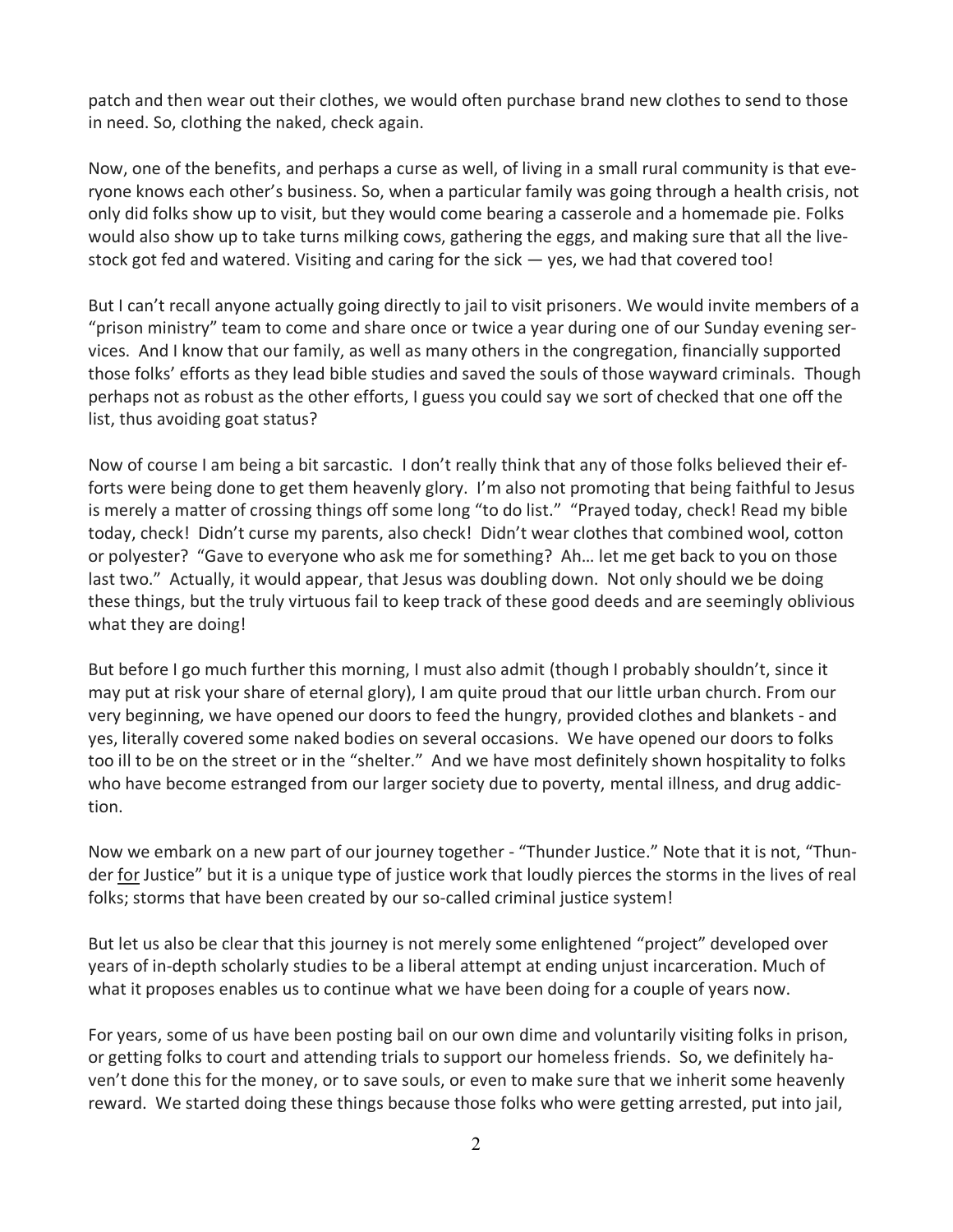patch and then wear out their clothes, we would often purchase brand new clothes to send to those in need. So, clothing the naked, check again.

Now, one of the benefits, and perhaps a curse as well, of living in a small rural community is that everyone knows each other's business. So, when a particular family was going through a health crisis, not only did folks show up to visit, but they would come bearing a casserole and a homemade pie. Folks would also show up to take turns milking cows, gathering the eggs, and making sure that all the livestock got fed and watered. Visiting and caring for the sick — yes, we had that covered too!

But I can't recall anyone actually going directly to jail to visit prisoners. We would invite members of a "prison ministry" team to come and share once or twice a year during one of our Sunday evening services. And I know that our family, as well as many others in the congregation, financially supported those folks' efforts as they lead bible studies and saved the souls of those wayward criminals. Though perhaps not as robust as the other efforts, I guess you could say we sort of checked that one off the list, thus avoiding goat status?

Now of course I am being a bit sarcastic. I don't really think that any of those folks believed their efforts were being done to get them heavenly glory. I'm also not promoting that being faithful to Jesus is merely a matter of crossing things off some long "to do list." "Prayed today, check! Read my bible today, check! Didn't curse my parents, also check! Didn't wear clothes that combined wool, cotton or polyester? "Gave to everyone who ask me for something? Ah… let me get back to you on those last two." Actually, it would appear, that Jesus was doubling down. Not only should we be doing these things, but the truly virtuous fail to keep track of these good deeds and are seemingly oblivious what they are doing!

But before I go much further this morning, I must also admit (though I probably shouldn't, since it may put at risk your share of eternal glory), I am quite proud that our little urban church. From our very beginning, we have opened our doors to feed the hungry, provided clothes and blankets - and yes, literally covered some naked bodies on several occasions. We have opened our doors to folks too ill to be on the street or in the "shelter." And we have most definitely shown hospitality to folks who have become estranged from our larger society due to poverty, mental illness, and drug addiction.

Now we embark on a new part of our journey together - "Thunder Justice." Note that it is not, "Thunder <u>for</u> Justice" but it is a unique type of justice work that loudly pierces the storms in the lives of real folks; storms that have been created by our so-called criminal justice system!

But let us also be clear that this journey is not merely some enlightened "project" developed over years of in-depth scholarly studies to be a liberal attempt at ending unjust incarceration. Much of what it proposes enables us to continue what we have been doing for a couple of years now.

For years, some of us have been posting bail on our own dime and voluntarily visiting folks in prison, or getting folks to court and attending trials to support our homeless friends. So, we definitely haven't done this for the money, or to save souls, or even to make sure that we inherit some heavenly reward. We started doing these things because those folks who were getting arrested, put into jail,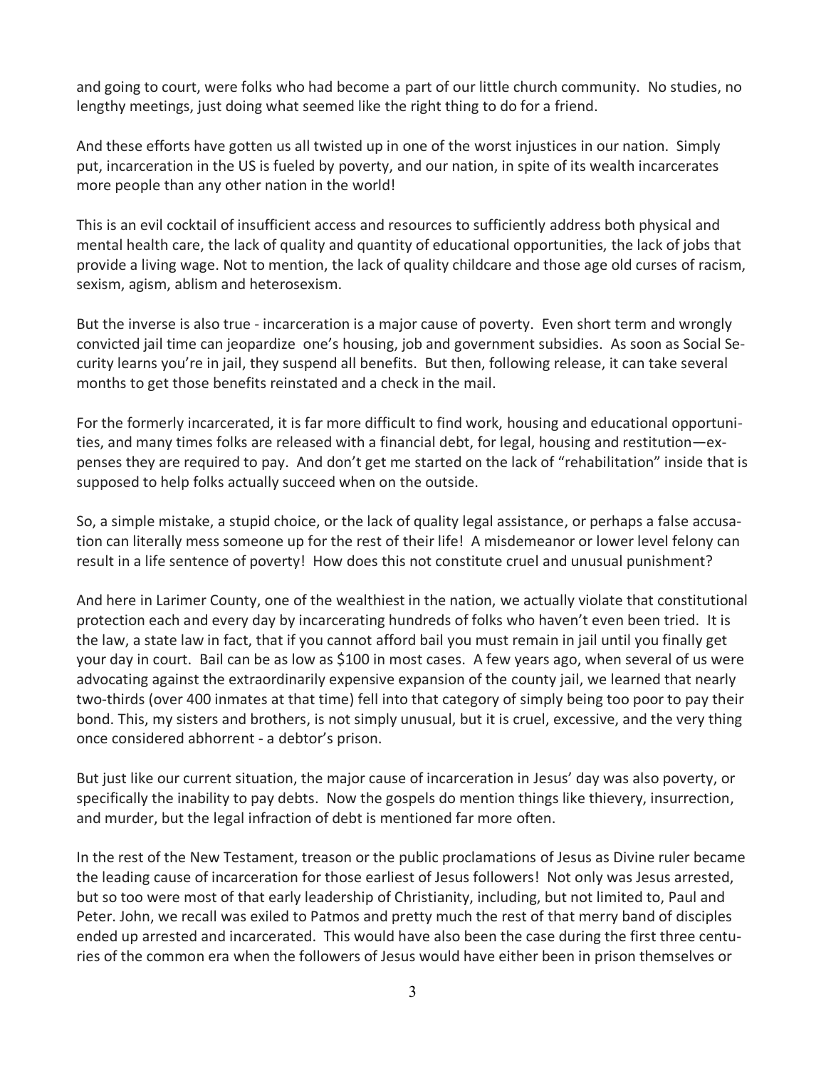and going to court, were folks who had become a part of our little church community. No studies, no lengthy meetings, just doing what seemed like the right thing to do for a friend.

And these efforts have gotten us all twisted up in one of the worst injustices in our nation. Simply put, incarceration in the US is fueled by poverty, and our nation, in spite of its wealth incarcerates more people than any other nation in the world!

This is an evil cocktail of insufficient access and resources to sufficiently address both physical and mental health care, the lack of quality and quantity of educational opportunities, the lack of jobs that provide a living wage. Not to mention, the lack of quality childcare and those age old curses of racism, sexism, agism, ablism and heterosexism.

But the inverse is also true - incarceration is a major cause of poverty. Even short term and wrongly convicted jail time can jeopardize one's housing, job and government subsidies. As soon as Social Security learns you're in jail, they suspend all benefits. But then, following release, it can take several months to get those benefits reinstated and a check in the mail.

For the formerly incarcerated, it is far more difficult to find work, housing and educational opportunities, and many times folks are released with a financial debt, for legal, housing and restitution—expenses they are required to pay. And don't get me started on the lack of "rehabilitation" inside that is supposed to help folks actually succeed when on the outside.

So, a simple mistake, a stupid choice, or the lack of quality legal assistance, or perhaps a false accusation can literally mess someone up for the rest of their life! A misdemeanor or lower level felony can result in a life sentence of poverty! How does this not constitute cruel and unusual punishment?

And here in Larimer County, one of the wealthiest in the nation, we actually violate that constitutional protection each and every day by incarcerating hundreds of folks who haven't even been tried. It is the law, a state law in fact, that if you cannot afford bail you must remain in jail until you finally get your day in court. Bail can be as low as $100 in most cases. A few years ago, when several of us were advocating against the extraordinarily expensive expansion of the county jail, we learned that nearly two-thirds (over 400 inmates at that time) fell into that category of simply being too poor to pay their bond. This, my sisters and brothers, is not simply unusual, but it is cruel, excessive, and the very thing once considered abhorrent - a debtor's prison.

But just like our current situation, the major cause of incarceration in Jesus' day was also poverty, or specifically the inability to pay debts. Now the gospels do mention things like thievery, insurrection, and murder, but the legal infraction of debt is mentioned far more often.

In the rest of the New Testament, treason or the public proclamations of Jesus as Divine ruler became the leading cause of incarceration for those earliest of Jesus followers! Not only was Jesus arrested, but so too were most of that early leadership of Christianity, including, but not limited to, Paul and Peter. John, we recall was exiled to Patmos and pretty much the rest of that merry band of disciples ended up arrested and incarcerated. This would have also been the case during the first three centuries of the common era when the followers of Jesus would have either been in prison themselves or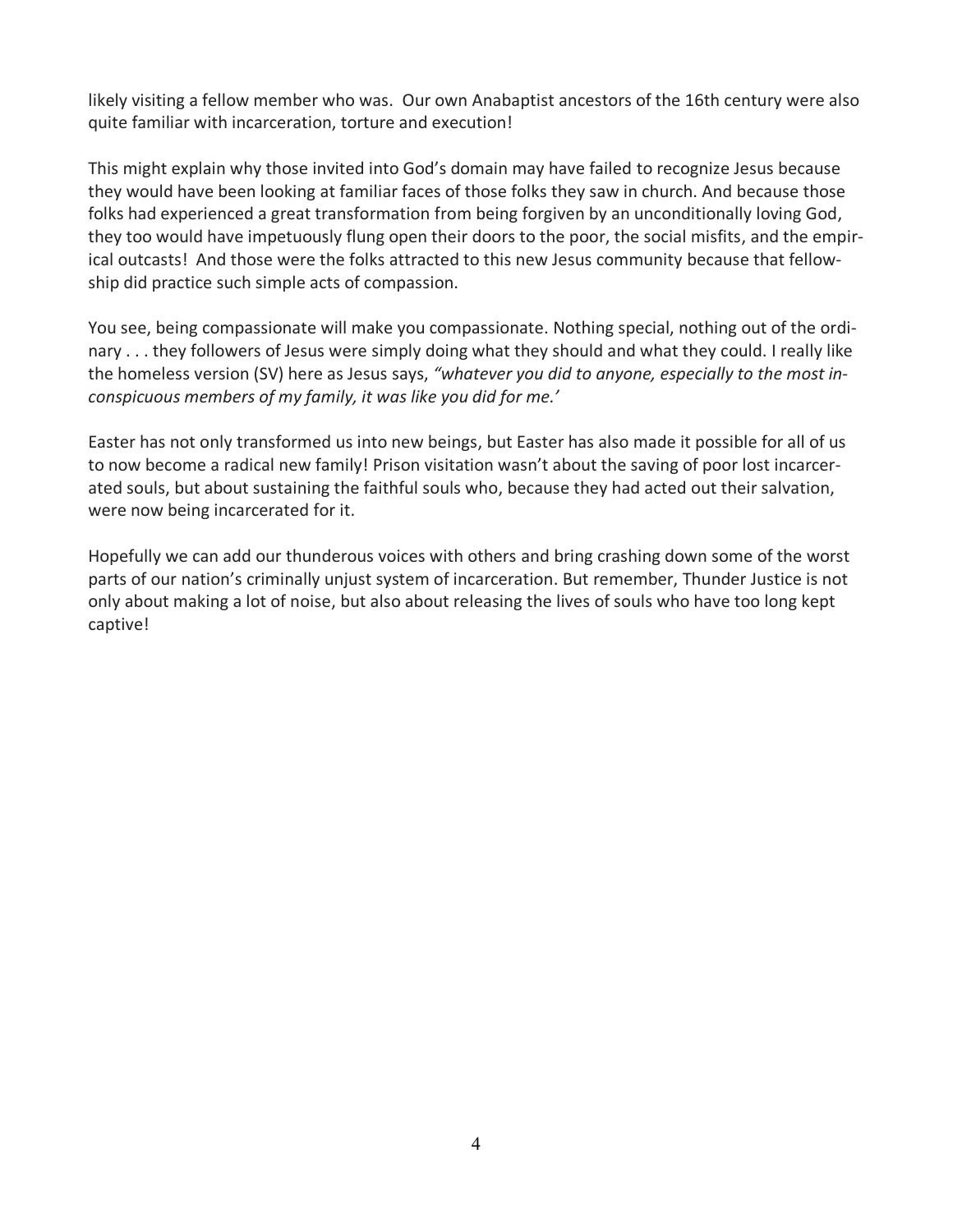likely visiting a fellow member who was. Our own Anabaptist ancestors of the 16th century were also quite familiar with incarceration, torture and execution!

This might explain why those invited into God's domain may have failed to recognize Jesus because they would have been looking at familiar faces of those folks they saw in church. And because those folks had experienced a great transformation from being forgiven by an unconditionally loving God, they too would have impetuously flung open their doors to the poor, the social misfits, and the empirical outcasts! And those were the folks attracted to this new Jesus community because that fellowship did practice such simple acts of compassion.

You see, being compassionate will make you compassionate. Nothing special, nothing out of the ordinary . . . they followers of Jesus were simply doing what they should and what they could. I really like the homeless version (SV) here as Jesus says, *"whatever you did to anyone, especially to the most inconspicuous members of my family, it was like you did for me.'*

Easter has not only transformed us into new beings, but Easter has also made it possible for all of us to now become a radical new family! Prison visitation wasn't about the saving of poor lost incarcerated souls, but about sustaining the faithful souls who, because they had acted out their salvation, were now being incarcerated for it.

Hopefully we can add our thunderous voices with others and bring crashing down some of the worst parts of our nation's criminally unjust system of incarceration. But remember, Thunder Justice is not only about making a lot of noise, but also about releasing the lives of souls who have too long kept captive!